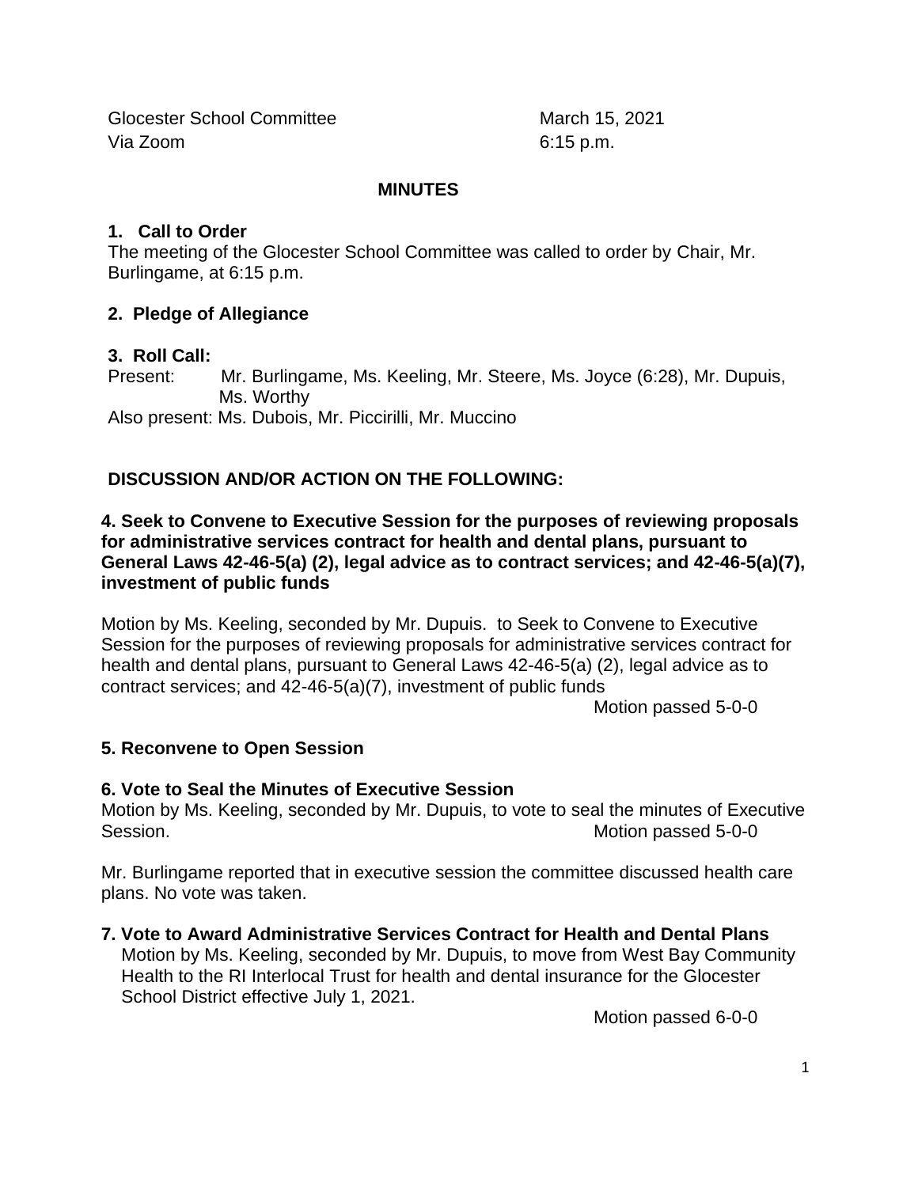Glocester School Committee
Via Zoom

March 15, 2021
6:15 p.m.

# MINUTES

## 1. Call to Order

The meeting of the Glocester School Committee was called to order by Chair, Mr. Burlingame, at 6:15 p.m.

## 2. Pledge of Allegiance

## 3. Roll Call:

Present: Mr. Burlingame, Ms. Keeling, Mr. Steere, Ms. Joyce (6:28), Mr. Dupuis, Ms. Worthy

Also present: Ms. Dubois, Mr. Piccirilli, Mr. Muccino

## DISCUSSION AND/OR ACTION ON THE FOLLOWING:

### 4. Seek to Convene to Executive Session for the purposes of reviewing proposals for administrative services contract for health and dental plans, pursuant to General Laws 42-46-5(a) (2), legal advice as to contract services; and 42-46-5(a)(7), investment of public funds

Motion by Ms. Keeling, seconded by Mr. Dupuis. to Seek to Convene to Executive Session for the purposes of reviewing proposals for administrative services contract for health and dental plans, pursuant to General Laws 42-46-5(a) (2), legal advice as to contract services; and 42-46-5(a)(7), investment of public funds

Motion passed 5-0-0

### 5. Reconvene to Open Session

### 6. Vote to Seal the Minutes of Executive Session

Motion by Ms. Keeling, seconded by Mr. Dupuis, to vote to seal the minutes of Executive Session.

Motion passed 5-0-0

Mr. Burlingame reported that in executive session the committee discussed health care plans. No vote was taken.

### 7. Vote to Award Administrative Services Contract for Health and Dental Plans

Motion by Ms. Keeling, seconded by Mr. Dupuis, to move from West Bay Community Health to the RI Interlocal Trust for health and dental insurance for the Glocester School District effective July 1, 2021.

Motion passed 6-0-0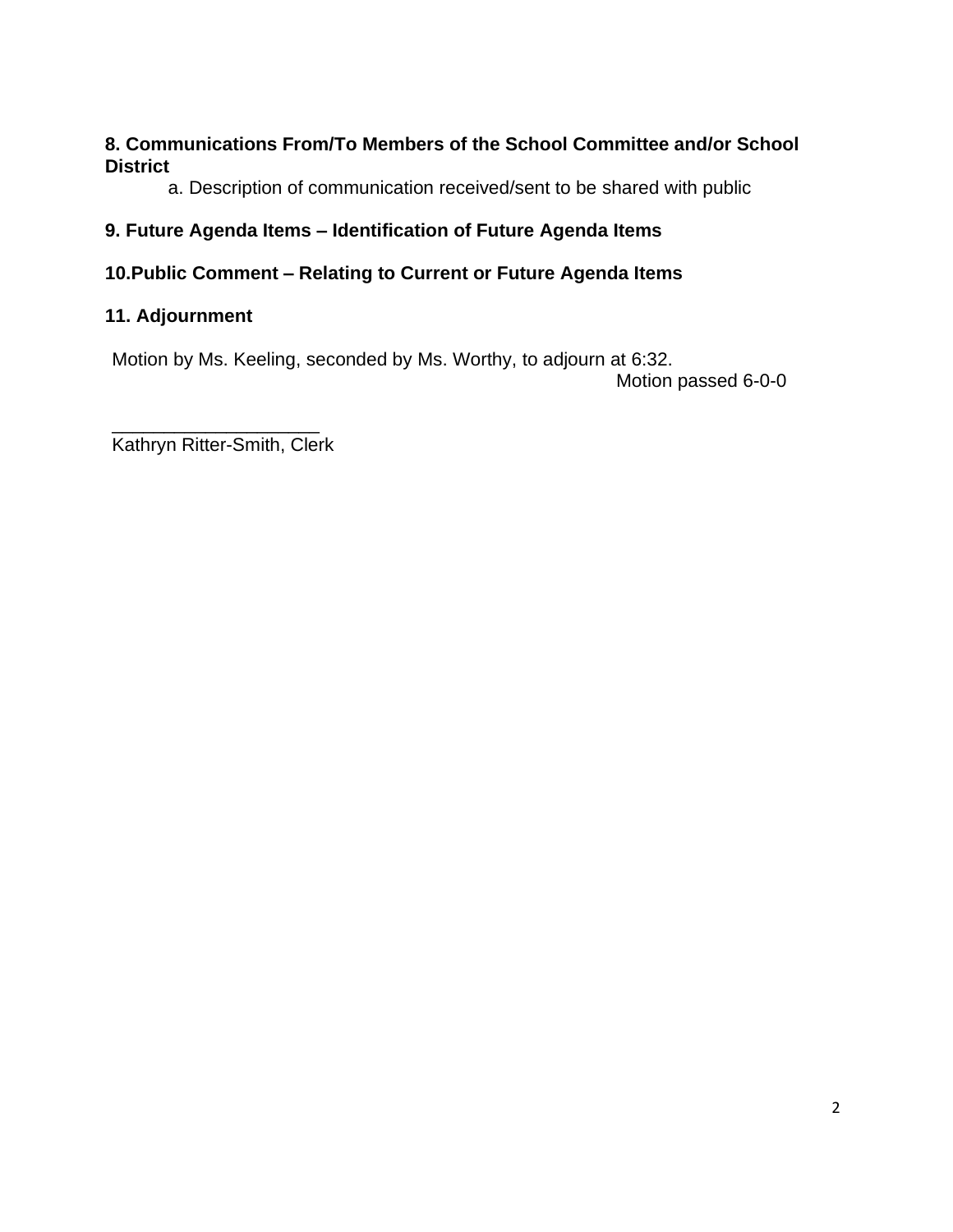**8. Communications From/To Members of the School Committee and/or School District**

a. Description of communication received/sent to be shared with public

**9. Future Agenda Items – Identification of Future Agenda Items**

**10.Public Comment – Relating to Current or Future Agenda Items**

**11. Adjournment**

Motion by Ms. Keeling, seconded by Ms. Worthy, to adjourn at 6:32.

Motion passed 6-0-0

____________________
Kathryn Ritter-Smith, Clerk